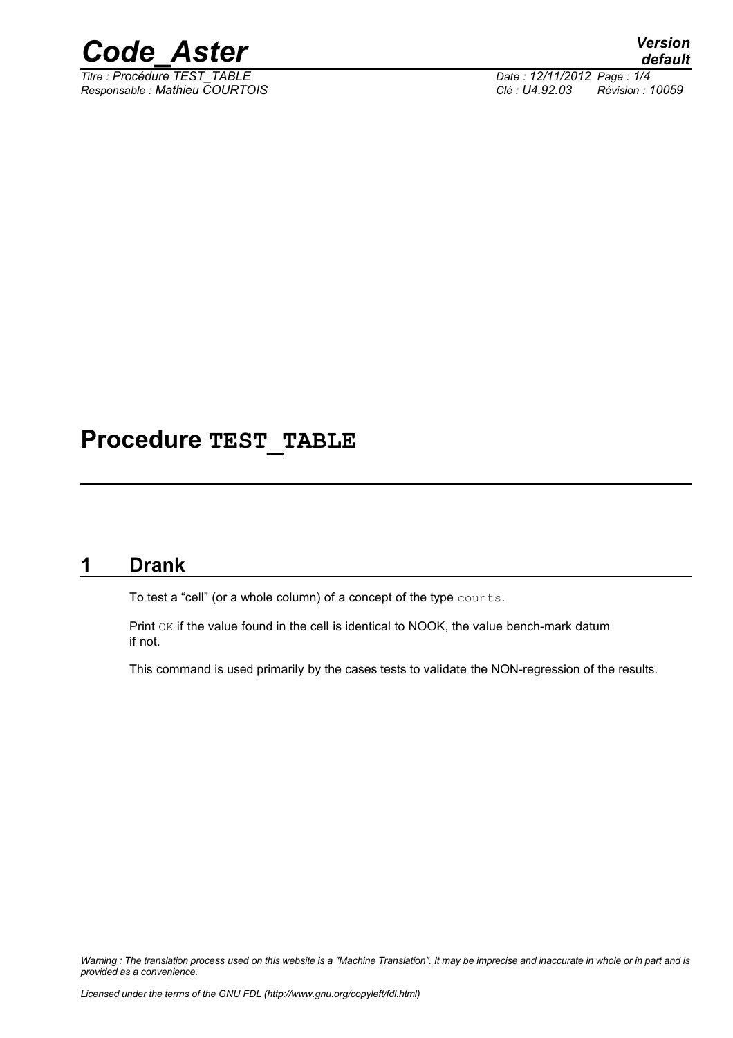# Procedure TEST_TABLE

## 1 Drank

To test a "cell" (or a whole column) of a concept of the type `counts`.

Print `OK` if the value found in the cell is identical to NOOK, the value bench-mark datum if not.

This command is used primarily by the cases tests to validate the NON-regression of the results.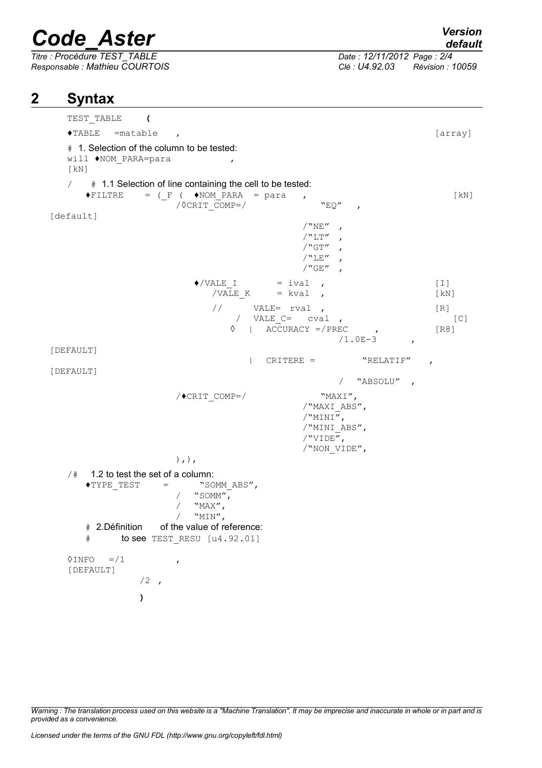# 2 Syntax

```
TEST_TABLE     (

♦TABLE   =matable    ,                                                    [array]

# 1. Selection of the column to be tested:
will ♦NOM_PARA=para              ,
[kN]

/    # 1.1 Selection of line containing the cell to be tested:
   ♦FILTRE    = (_F (  ♦NOM_PARA  = para    ,                              [kN]
                  /◊CRIT_COMP=/                "EQ"   ,
[default]
                                          /"NE"  ,
                                          /"LT"  ,
                                          /"GT"  ,
                                          /"LE"  ,
                                          /"GE"  ,

                     ♦/VALE_I       = ival  ,                              [I]
                       /VALE_K      = kval  ,                              [kN]

                       //      VALE= rval  ,                               [R]
                           /  VALE_C=  cval  ,                             [C]
                          ◊  |  ACCURACY =/PREC      ,                     [R8]
                                              /1.0E-3       ,
[DEFAULT]
                             |  CRITERE =          "RELATIF"    ,
[DEFAULT]
                                               /  "ABSOLU"  ,

                  /♦CRIT_COMP=/               "MAXI",
                                          /"MAXI_ABS",
                                          /"MINI",
                                          /"MINI_ABS",
                                          /"VIDE",
                                          /"NON_VIDE",
                  ),),

/#    1.2 to test the set of a column:
   ♦TYPE_TEST    =       "SOMM_ABS",
                   /   "SOMM",
                   /   "MAX",
                   /   "MIN",
   # 2.Définition      of the value of reference:
   #       to see TEST_RESU [u4.92.01]

◊INFO   =/1          ,
[DEFAULT]
            /2  ,
            )
```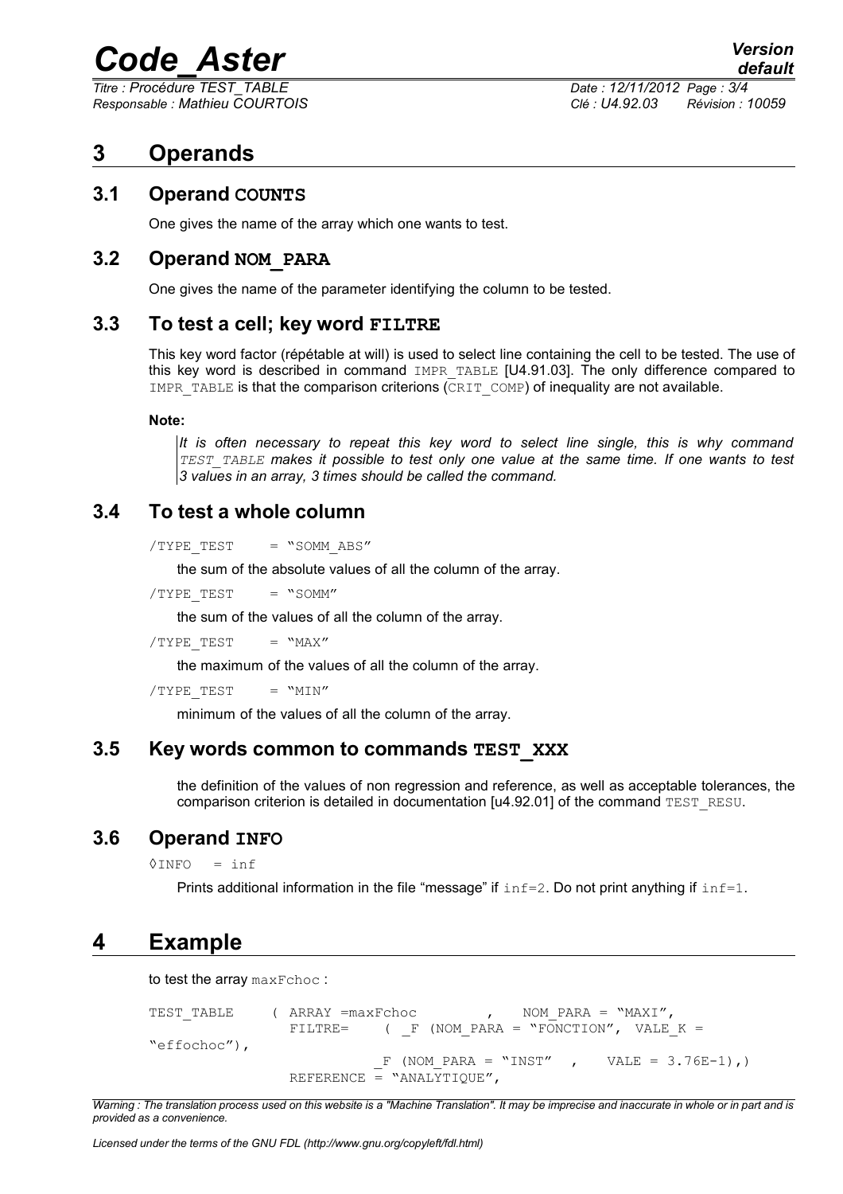# 3 Operands

## 3.1 Operand **COUNTS**

One gives the name of the array which one wants to test.

## 3.2 Operand **NOM_PARA**

One gives the name of the parameter identifying the column to be tested.

## 3.3 To test a cell; key word **FILTRE**

This key word factor (répétable at will) is used to select line containing the cell to be tested. The use of this key word is described in command IMPR_TABLE [U4.91.03]. The only difference compared to IMPR_TABLE is that the comparison criterions (CRIT_COMP) of inequality are not available.

**Note:**

*It is often necessary to repeat this key word to select line single, this is why command TEST_TABLE makes it possible to test only one value at the same time. If one wants to test 3 values in an array, 3 times should be called the command.*

## 3.4 To test a whole column

/TYPE_TEST = "SOMM_ABS"

the sum of the absolute values of all the column of the array.

/TYPE_TEST = "SOMM"

the sum of the values of all the column of the array.

/TYPE_TEST = "MAX"

the maximum of the values of all the column of the array.

/TYPE_TEST = "MIN"

minimum of the values of all the column of the array.

## 3.5 Key words common to commands **TEST_XXX**

the definition of the values of non regression and reference, as well as acceptable tolerances, the comparison criterion is detailed in documentation [u4.92.01] of the command TEST_RESU.

## 3.6 Operand **INFO**

◊INFO = inf

Prints additional information in the file "message" if inf=2. Do not print anything if inf=1.

# 4 Example

to test the array maxFchoc :

```
TEST_TABLE     ( ARRAY =maxFchoc        ,    NOM_PARA = "MAXI",
                 FILTRE=     ( _F (NOM_PARA = "FONCTION",  VALE_K =
"effochoc"),
                              _F (NOM_PARA = "INST"   ,    VALE = 3.76E-1),)
               REFERENCE = "ANALYTIQUE",
```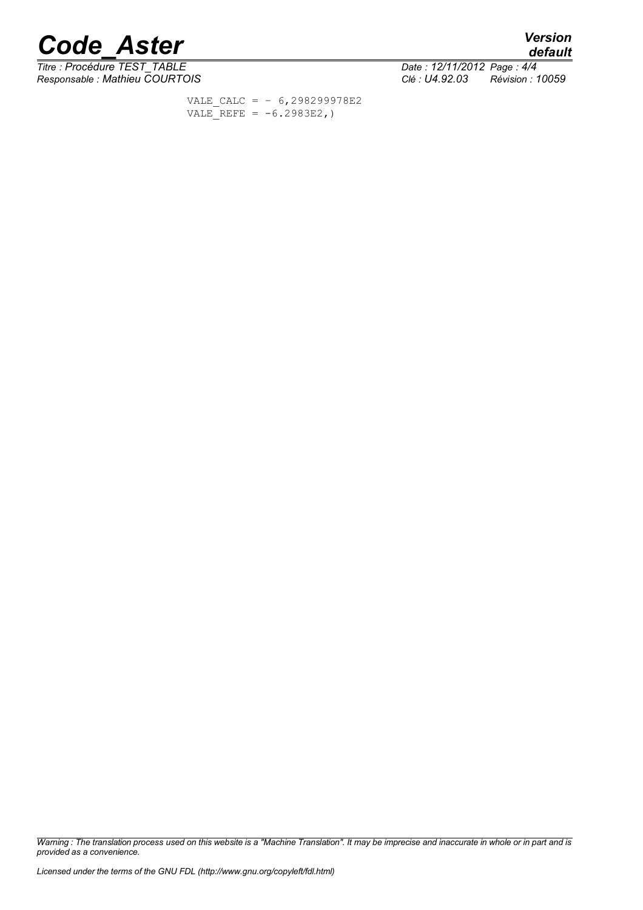```
VALE_CALC = - 6,298299978E2
VALE_REFE = -6.2983E2,)
```